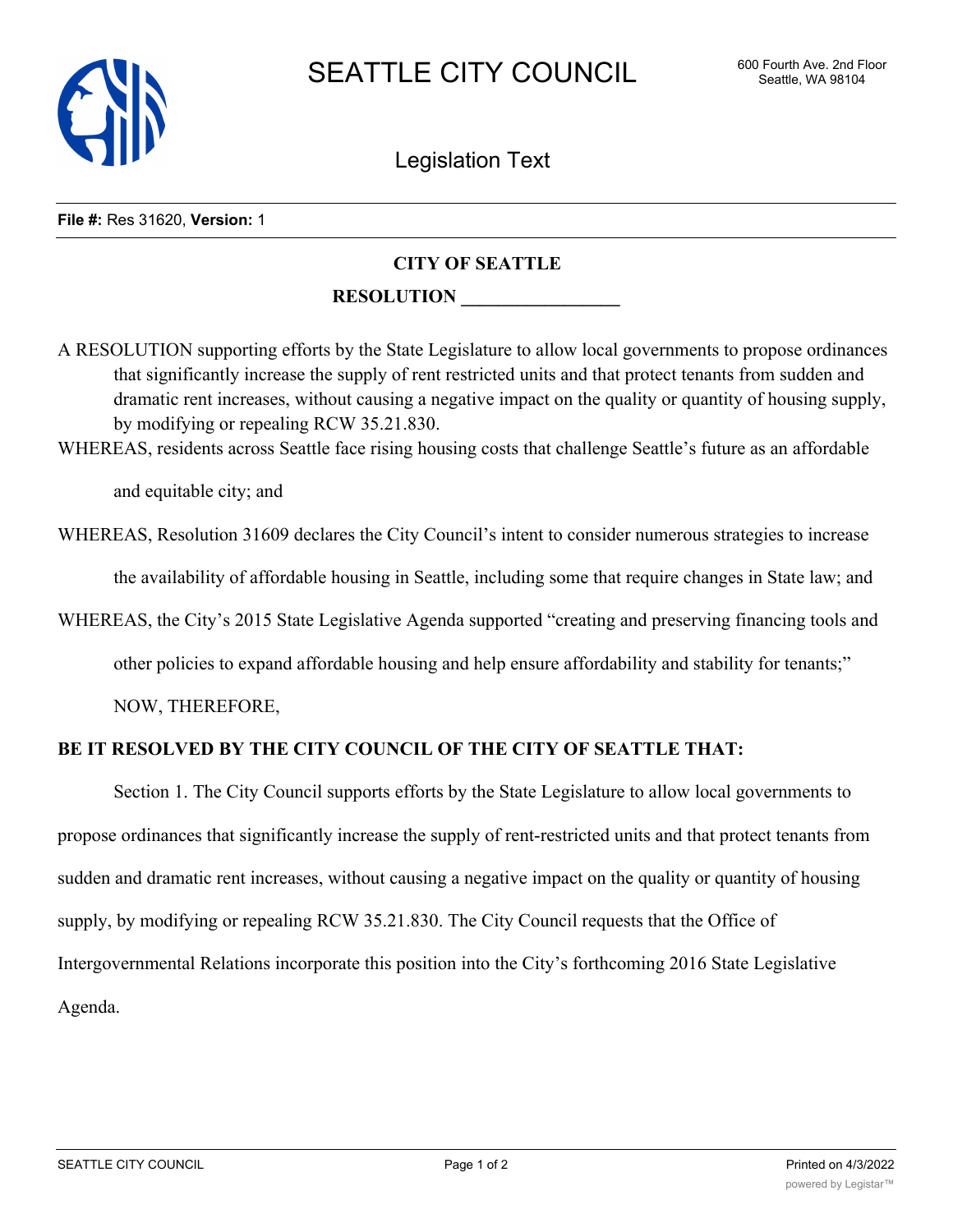# SEATTLE CITY COUNCIL

600 Fourth Ave. 2nd Floor
Seattle, WA 98104

## Legislation Text

**File #:** Res 31620, **Version:** 1

**CITY OF SEATTLE**

**RESOLUTION \_\_\_\_\_\_\_\_\_\_\_\_\_\_\_\_\_**

A RESOLUTION supporting efforts by the State Legislature to allow local governments to propose ordinances that significantly increase the supply of rent restricted units and that protect tenants from sudden and dramatic rent increases, without causing a negative impact on the quality or quantity of housing supply, by modifying or repealing RCW 35.21.830.

WHEREAS, residents across Seattle face rising housing costs that challenge Seattle's future as an affordable and equitable city; and

WHEREAS, Resolution 31609 declares the City Council's intent to consider numerous strategies to increase the availability of affordable housing in Seattle, including some that require changes in State law; and

WHEREAS, the City's 2015 State Legislative Agenda supported "creating and preserving financing tools and other policies to expand affordable housing and help ensure affordability and stability for tenants;" NOW, THEREFORE,

**BE IT RESOLVED BY THE CITY COUNCIL OF THE CITY OF SEATTLE THAT:**

Section 1. The City Council supports efforts by the State Legislature to allow local governments to propose ordinances that significantly increase the supply of rent-restricted units and that protect tenants from sudden and dramatic rent increases, without causing a negative impact on the quality or quantity of housing supply, by modifying or repealing RCW 35.21.830. The City Council requests that the Office of Intergovernmental Relations incorporate this position into the City's forthcoming 2016 State Legislative Agenda.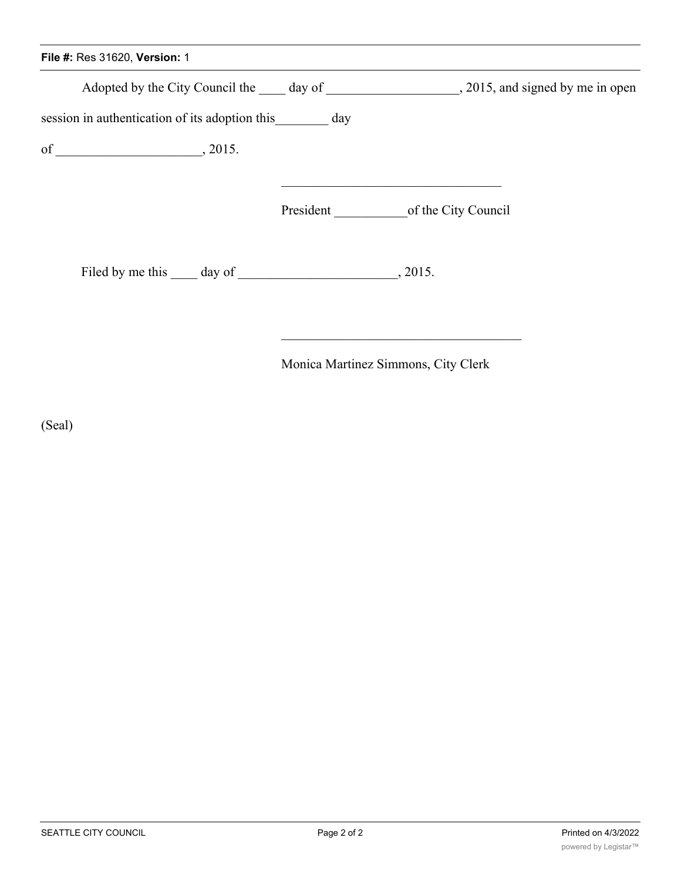Adopted by the City Council the ____ day of ____________________, 2015, and signed by me in open session in authentication of its adoption this________ day of ______________________, 2015.

__________________________________

President ___________of the City Council

Filed by me this ____ day of ________________________, 2015.

_____________________________________

Monica Martinez Simmons, City Clerk

(Seal)